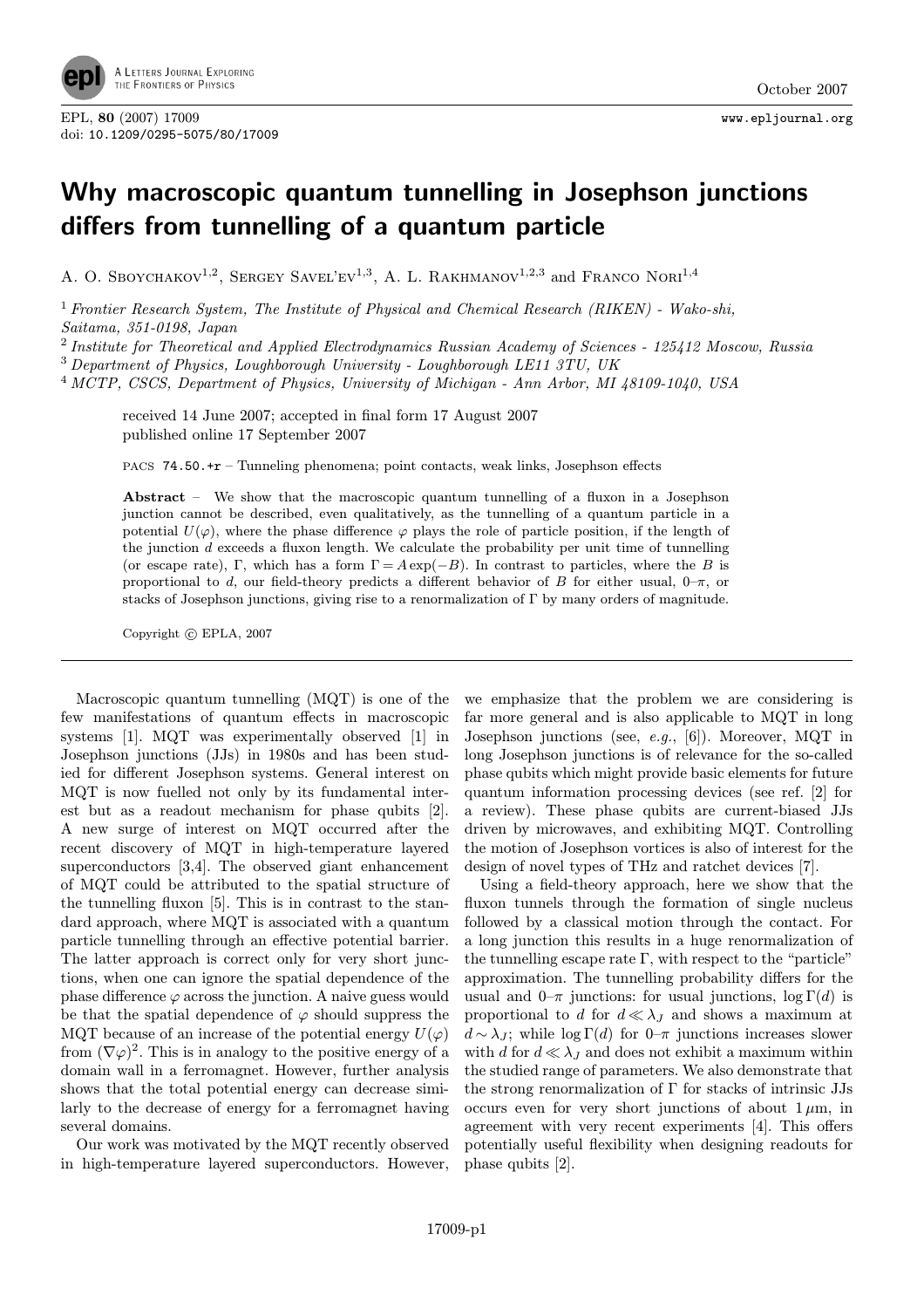# Why macroscopic quantum tunnelling in Josephson junctions differs from tunnelling of a quantum particle

A. O. Sboychakov[1,2], Sergey Savel'ev[1,3], A. L. Rakhmanov[1,2,3] and Franco Nori[1,4]

[1] *Frontier Research System, The Institute of Physical and Chemical Research (RIKEN) - Wako-shi, Saitama, 351-0198, Japan*

[2] *Institute for Theoretical and Applied Electrodynamics Russian Academy of Sciences - 125412 Moscow, Russia*

[3] *Department of Physics, Loughborough University - Loughborough LE11 3TU, UK*

[4] *MCTP, CSCS, Department of Physics, University of Michigan - Ann Arbor, MI 48109-1040, USA*

received 14 June 2007; accepted in final form 17 August 2007
published online 17 September 2007

PACS 74.50.+r – Tunneling phenomena; point contacts, weak links, Josephson effects

**Abstract** – We show that the macroscopic quantum tunnelling of a fluxon in a Josephson junction cannot be described, even qualitatively, as the tunnelling of a quantum particle in a potential $U(\varphi)$, where the phase difference $\varphi$ plays the role of particle position, if the length of the junction $d$ exceeds a fluxon length. We calculate the probability per unit time of tunnelling (or escape rate), $\Gamma$, which has a form $\Gamma = A\exp(-B)$. In contrast to particles, where the $B$ is proportional to $d$, our field-theory predicts a different behavior of $B$ for either usual, 0–$\pi$, or stacks of Josephson junctions, giving rise to a renormalization of $\Gamma$ by many orders of magnitude.

Copyright © EPLA, 2007

Macroscopic quantum tunnelling (MQT) is one of the few manifestations of quantum effects in macroscopic systems [1]. MQT was experimentally observed [1] in Josephson junctions (JJs) in 1980s and has been studied for different Josephson systems. General interest on MQT is now fuelled not only by its fundamental interest but as a readout mechanism for phase qubits [2]. A new surge of interest on MQT occurred after the recent discovery of MQT in high-temperature layered superconductors [3,4]. The observed giant enhancement of MQT could be attributed to the spatial structure of the tunnelling fluxon [5]. This is in contrast to the standard approach, where MQT is associated with a quantum particle tunnelling through an effective potential barrier. The latter approach is correct only for very short junctions, when one can ignore the spatial dependence of the phase difference $\varphi$ across the junction. A naive guess would be that the spatial dependence of $\varphi$ should suppress the MQT because of an increase of the potential energy $U(\varphi)$ from $(\nabla\varphi)^2$. This is in analogy to the positive energy of a domain wall in a ferromagnet. However, further analysis shows that the total potential energy can decrease similarly to the decrease of energy for a ferromagnet having several domains.

Our work was motivated by the MQT recently observed in high-temperature layered superconductors. However, we emphasize that the problem we are considering is far more general and is also applicable to MQT in long Josephson junctions (see, *e.g.*, [6]). Moreover, MQT in long Josephson junctions is of relevance for the so-called phase qubits which might provide basic elements for future quantum information processing devices (see ref. [2] for a review). These phase qubits are current-biased JJs driven by microwaves, and exhibiting MQT. Controlling the motion of Josephson vortices is also of interest for the design of novel types of THz and ratchet devices [7].

Using a field-theory approach, here we show that the fluxon tunnels through the formation of single nucleus followed by a classical motion through the contact. For a long junction this results in a huge renormalization of the tunnelling escape rate $\Gamma$, with respect to the "particle" approximation. The tunnelling probability differs for the usual and 0–$\pi$ junctions: for usual junctions, $\log\Gamma(d)$ is proportional to $d$ for $d \ll \lambda_J$ and shows a maximum at $d \sim \lambda_J$; while $\log\Gamma(d)$ for 0–$\pi$ junctions increases slower with $d$ for $d \ll \lambda_J$ and does not exhibit a maximum within the studied range of parameters. We also demonstrate that the strong renormalization of $\Gamma$ for stacks of intrinsic JJs occurs even for very short junctions of about $1\,\mu$m, in agreement with very recent experiments [4]. This offers potentially useful flexibility when designing readouts for phase qubits [2].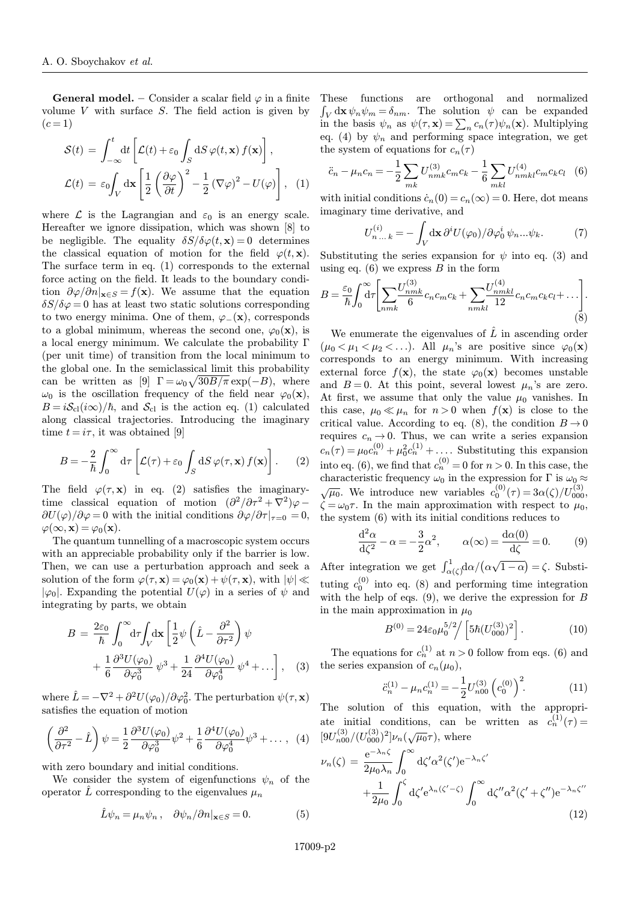**General model.** – Consider a scalar field $\varphi$ in a finite volume $V$ with surface $S$. The field action is given by ($c = 1$)

$$\mathcal{S}(t) = \int_{-\infty}^{t} \mathrm{d}t \left[ \mathcal{L}(t) + \varepsilon_0 \int_S \mathrm{d}S\, \varphi(t, \mathbf{x})\, f(\mathbf{x}) \right],$$
$$\mathcal{L}(t) = \varepsilon_0 \int_V \mathrm{d}\mathbf{x} \left[ \frac{1}{2} \left( \frac{\partial \varphi}{\partial t} \right)^2 - \frac{1}{2} \left( \nabla \varphi \right)^2 - U(\varphi) \right], \quad (1)$$

where $\mathcal{L}$ is the Lagrangian and $\varepsilon_0$ is an energy scale. Hereafter we ignore dissipation, which was shown [8] to be negligible. The equality $\delta S/\delta\varphi(t,\mathbf{x}) = 0$ determines the classical equation of motion for the field $\varphi(t,\mathbf{x})$. The surface term in eq. (1) corresponds to the external force acting on the field. It leads to the boundary condition $\partial\varphi/\partial n|_{\mathbf{x}\in S} = f(\mathbf{x})$. We assume that the equation $\delta S/\delta\varphi = 0$ has at least two static solutions corresponding to two energy minima. One of them, $\varphi_-(\mathbf{x})$, corresponds to a global minimum, whereas the second one, $\varphi_0(\mathbf{x})$, is a local energy minimum. We calculate the probability $\Gamma$ (per unit time) of transition from the local minimum to the global one. In the semiclassical limit this probability can be written as [9] $\Gamma = \omega_0 \sqrt{30B/\pi} \exp(-B)$, where $\omega_0$ is the oscillation frequency of the field near $\varphi_0(\mathbf{x})$, $B = i\mathcal{S}_{\rm cl}(i\infty)/\hbar$, and $\mathcal{S}_{\rm cl}$ is the action eq. (1) calculated along classical trajectories. Introducing the imaginary time $t = i\tau$, it was obtained [9]

$$B = -\frac{2}{\hbar} \int_0^\infty \mathrm{d}\tau \left[ \mathcal{L}(\tau) + \varepsilon_0 \int_S \mathrm{d}S\, \varphi(\tau,\mathbf{x})\, f(\mathbf{x}) \right]. \quad (2)$$

The field $\varphi(\tau,\mathbf{x})$ in eq. (2) satisfies the imaginary-time classical equation of motion $(\partial^2/\partial\tau^2 + \nabla^2)\varphi - \partial U(\varphi)/\partial\varphi = 0$ with the initial conditions $\partial\varphi/\partial\tau|_{\tau=0} = 0$, $\varphi(\infty,\mathbf{x}) = \varphi_0(\mathbf{x})$.

The quantum tunnelling of a macroscopic system occurs with an appreciable probability only if the barrier is low. Then, we can use a perturbation approach and seek a solution of the form $\varphi(\tau,\mathbf{x}) = \varphi_0(\mathbf{x}) + \psi(\tau,\mathbf{x})$, with $|\psi| \ll |\varphi_0|$. Expanding the potential $U(\varphi)$ in a series of $\psi$ and integrating by parts, we obtain

$$B = \frac{2\varepsilon_0}{\hbar} \int_0^\infty \mathrm{d}\tau \int_V \mathrm{d}\mathbf{x} \left[ \frac{1}{2} \psi \left( \hat{L} - \frac{\partial^2}{\partial\tau^2} \right) \psi + \frac{1}{6} \frac{\partial^3 U(\varphi_0)}{\partial\varphi_0^3}\, \psi^3 + \frac{1}{24} \frac{\partial^4 U(\varphi_0)}{\partial\varphi_0^4}\, \psi^4 + \ldots \right], \quad (3)$$

where $\hat{L} = -\nabla^2 + \partial^2 U(\varphi_0)/\partial\varphi_0^2$. The perturbation $\psi(\tau,\mathbf{x})$ satisfies the equation of motion

$$\left( \frac{\partial^2}{\partial\tau^2} - \hat{L} \right) \psi = \frac{1}{2} \frac{\partial^3 U(\varphi_0)}{\partial\varphi_0^3} \psi^2 + \frac{1}{6} \frac{\partial^4 U(\varphi_0)}{\partial\varphi_0^4} \psi^3 + \ldots, \quad (4)$$

with zero boundary and initial conditions.

We consider the system of eigenfunctions $\psi_n$ of the operator $\hat{L}$ corresponding to the eigenvalues $\mu_n$

$$\hat{L}\psi_n = \mu_n \psi_n, \quad \partial\psi_n/\partial n|_{\mathbf{x}\in S} = 0. \quad (5)$$

These functions are orthogonal and normalized $\int_V \mathrm{d}\mathbf{x}\, \psi_n \psi_m = \delta_{nm}$. The solution $\psi$ can be expanded in the basis $\psi_n$ as $\psi(\tau,\mathbf{x}) = \sum_n c_n(\tau)\psi_n(\mathbf{x})$. Multiplying eq. (4) by $\psi_n$ and performing space integration, we get the system of equations for $c_n(\tau)$

$$\ddot{c}_n - \mu_n c_n = -\frac{1}{2} \sum_{mk} U^{(3)}_{nmk} c_m c_k - \frac{1}{6} \sum_{mkl} U^{(4)}_{nmkl} c_m c_k c_l \quad (6)$$

with initial conditions $\dot{c}_n(0) = c_n(\infty) = 0$. Here, dot means imaginary time derivative, and

$$U^{(i)}_{n\ldots k} = -\int_V \mathrm{d}\mathbf{x}\, \partial^i U(\varphi_0)/\partial\varphi_0^i\, \psi_n \ldots \psi_k. \quad (7)$$

Substituting the series expansion for $\psi$ into eq. (3) and using eq. (6) we express $B$ in the form

$$B = \frac{\varepsilon_0}{\hbar} \int_0^\infty \mathrm{d}\tau \left[ \sum_{nmk} \frac{U^{(3)}_{nmk}}{6} c_n c_m c_k + \sum_{nmkl} \frac{U^{(4)}_{nmkl}}{12} c_n c_m c_k c_l + \ldots \right]. \quad (8)$$

We enumerate the eigenvalues of $\hat{L}$ in ascending order ($\mu_0 < \mu_1 < \mu_2 < \ldots$). All $\mu_n$'s are positive since $\varphi_0(\mathbf{x})$ corresponds to an energy minimum. With increasing external force $f(\mathbf{x})$, the state $\varphi_0(\mathbf{x})$ becomes unstable and $B = 0$. At this point, several lowest $\mu_n$'s are zero. At first, we assume that only the value $\mu_0$ vanishes. In this case, $\mu_0 \ll \mu_n$ for $n > 0$ when $f(\mathbf{x})$ is close to the critical value. According to eq. (8), the condition $B \to 0$ requires $c_n \to 0$. Thus, we can write a series expansion $c_n(\tau) = \mu_0 c_n^{(0)} + \mu_0^2 c_n^{(1)} + \ldots$. Substituting this expansion into eq. (6), we find that $c_n^{(0)} = 0$ for $n > 0$. In this case, the characteristic frequency $\omega_0$ in the expression for $\Gamma$ is $\omega_0 \approx \sqrt{\mu_0}$. We introduce new variables $c_0^{(0)}(\tau) = 3\alpha(\zeta)/U^{(3)}_{000}$, $\zeta = \omega_0\tau$. In the main approximation with respect to $\mu_0$, the system (6) with its initial conditions reduces to

$$\frac{\mathrm{d}^2\alpha}{\mathrm{d}\zeta^2} - \alpha = -\frac{3}{2}\alpha^2, \qquad \alpha(\infty) = \frac{\mathrm{d}\alpha(0)}{\mathrm{d}\zeta} = 0. \quad (9)$$

After integration we get $\int_{\alpha(\zeta)}^1 \mathrm{d}\alpha/\left(\alpha\sqrt{1-\alpha}\right) = \zeta$. Substituting $c_0^{(0)}$ into eq. (8) and performing time integration with the help of eqs. (9), we derive the expression for $B$ in the main approximation in $\mu_0$

$$B^{(0)} = 24\varepsilon_0 \mu_0^{5/2} \Big/ \left[ 5\hbar (U^{(3)}_{000})^2 \right]. \quad (10)$$

The equations for $c_n^{(1)}$ at $n > 0$ follow from eqs. (6) and the series expansion of $c_n(\mu_0)$,

$$\ddot{c}_n^{(1)} - \mu_n c_n^{(1)} = -\frac{1}{2} U^{(3)}_{n00} \left( c_0^{(0)} \right)^2. \quad (11)$$

The solution of this equation, with the appropriate initial conditions, can be written as $c_n^{(1)}(\tau) = [9U^{(3)}_{n00}/(U^{(3)}_{000})^2]\nu_n(\sqrt{\mu_0}\tau)$, where

$$\nu_n(\zeta) = \frac{\mathrm{e}^{-\lambda_n\zeta}}{2\mu_0\lambda_n} \int_0^\infty \mathrm{d}\zeta' \alpha^2(\zeta') \mathrm{e}^{-\lambda_n\zeta'} + \frac{1}{2\mu_0} \int_0^\zeta \mathrm{d}\zeta' \mathrm{e}^{\lambda_n(\zeta'-\zeta)} \int_0^\infty \mathrm{d}\zeta'' \alpha^2(\zeta'+\zeta'') \mathrm{e}^{-\lambda_n\zeta''} \quad (12)$$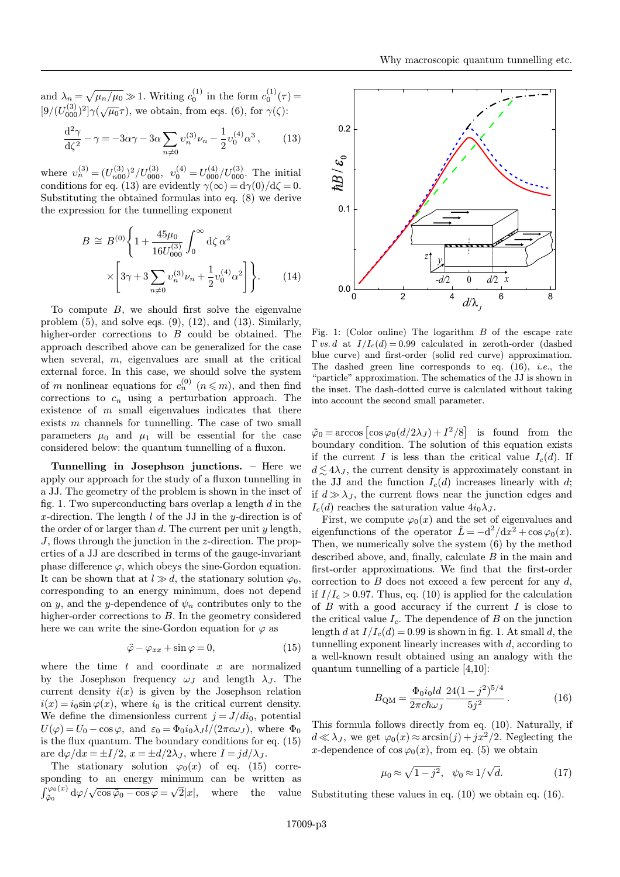and $\lambda_n = \sqrt{\mu_n/\mu_0} \gg 1$. Writing $c_0^{(1)}$ in the form $c_0^{(1)}(\tau) = [9/(U_{000}^{(3)})^2]\gamma(\sqrt{\mu_0}\tau)$, we obtain, from eqs. (6), for $\gamma(\zeta)$:

$$\frac{\mathrm{d}^2\gamma}{\mathrm{d}\zeta^2} - \gamma = -3\alpha\gamma - 3\alpha\sum_{n\neq 0} \upsilon_n^{(3)}\nu_n - \frac{1}{2}\upsilon_0^{(4)}\alpha^3\,, \qquad (13)$$

where $\upsilon_n^{(3)} = (U_{n00}^{(3)})^2/U_{000}^{(3)}$, $\upsilon_0^{(4)} = U_{000}^{(4)}/U_{000}^{(3)}$. The initial conditions for eq. (13) are evidently $\gamma(\infty) = \mathrm{d}\gamma(0)/\mathrm{d}\zeta = 0$. Substituting the obtained formulas into eq. (8) we derive the expression for the tunnelling exponent

$$B \cong B^{(0)}\left\{1 + \frac{45\mu_0}{16U_{000}^{(3)}}\int_0^\infty \mathrm{d}\zeta\,\alpha^2 \times\left[3\gamma + 3\sum_{n\neq 0}\upsilon_n^{(3)}\nu_n + \frac{1}{2}\upsilon_0^{(4)}\alpha^2\right]\right\}. \qquad (14)$$

To compute $B$, we should first solve the eigenvalue problem (5), and solve eqs. (9), (12), and (13). Similarly, higher-order corrections to $B$ could be obtained. The approach described above can be generalized for the case when several, $m$, eigenvalues are small at the critical external force. In this case, we should solve the system of $m$ nonlinear equations for $c_n^{(0)}$ $(n \leqslant m)$, and then find corrections to $c_n$ using a perturbation approach. The existence of $m$ small eigenvalues indicates that there exists $m$ channels for tunnelling. The case of two small parameters $\mu_0$ and $\mu_1$ will be essential for the case considered below: the quantum tunnelling of a fluxon.

**Tunnelling in Josephson junctions.** – Here we apply our approach for the study of a fluxon tunnelling in a JJ. The geometry of the problem is shown in the inset of fig. 1. Two superconducting bars overlap a length $d$ in the $x$-direction. The length $l$ of the JJ in the $y$-direction is of the order of or larger than $d$. The current per unit $y$ length, $J$, flows through the junction in the $z$-direction. The properties of a JJ are described in terms of the gauge-invariant phase difference $\varphi$, which obeys the sine-Gordon equation. It can be shown that at $l \gg d$, the stationary solution $\varphi_0$, corresponding to an energy minimum, does not depend on $y$, and the $y$-dependence of $\psi_n$ contributes only to the higher-order corrections to $B$. In the geometry considered here we can write the sine-Gordon equation for $\varphi$ as

$$\ddot{\varphi} - \varphi_{xx} + \sin\varphi = 0, \qquad (15)$$

where the time $t$ and coordinate $x$ are normalized by the Josephson frequency $\omega_J$ and length $\lambda_J$. The current density $i(x)$ is given by the Josephson relation $i(x) = i_0\sin\varphi(x)$, where $i_0$ is the critical current density. We define the dimensionless current $j = J/di_0$, potential $U(\varphi) = U_0 - \cos\varphi$, and $\varepsilon_0 = \Phi_0 i_0\lambda_J l/(2\pi c\omega_J)$, where $\Phi_0$ is the flux quantum. The boundary conditions for eq. (15) are $\mathrm{d}\varphi/\mathrm{d}x = \pm I/2$, $x = \pm d/2\lambda_J$, where $I = jd/\lambda_J$.

The stationary solution $\varphi_0(x)$ of eq. (15) corresponding to an energy minimum can be written as $\int_{\tilde{\varphi}_0}^{\varphi_0(x)} \mathrm{d}\varphi/\sqrt{\cos\tilde{\varphi}_0 - \cos\varphi} = \sqrt{2}|x|$, where the value $\tilde{\varphi}_0 = \arccos\left[\cos\varphi_0(d/2\lambda_J) + I^2/8\right]$ is found from the boundary condition. The solution of this equation exists if the current $I$ is less than the critical value $I_c(d)$. If $d \lesssim 4\lambda_J$, the current density is approximately constant in the JJ and the function $I_c(d)$ increases linearly with $d$; if $d \gg \lambda_J$, the current flows near the junction edges and $I_c(d)$ reaches the saturation value $4i_0\lambda_J$.

Fig. 1: (Color online) The logarithm $B$ of the escape rate $\Gamma$ *vs.* $d$ at $I/I_c(d) = 0.99$ calculated in zeroth-order (dashed blue curve) and first-order (solid red curve) approximation. The dashed green line corresponds to eq. (16), *i.e.*, the "particle" approximation. The schematics of the JJ is shown in the inset. The dash-dotted curve is calculated without taking into account the second small parameter.

First, we compute $\varphi_0(x)$ and the set of eigenvalues and eigenfunctions of the operator $\hat{L} = -\mathrm{d}^2/\mathrm{d}x^2 + \cos\varphi_0(x)$. Then, we numerically solve the system (6) by the method described above, and, finally, calculate $B$ in the main and first-order approximations. We find that the first-order correction to $B$ does not exceed a few percent for any $d$, if $I/I_c > 0.97$. Thus, eq. (10) is applied for the calculation of $B$ with a good accuracy if the current $I$ is close to the critical value $I_c$. The dependence of $B$ on the junction length $d$ at $I/I_c(d) = 0.99$ is shown in fig. 1. At small $d$, the tunnelling exponent linearly increases with $d$, according to a well-known result obtained using an analogy with the quantum tunnelling of a particle [4,10]:

$$B_{\mathrm{QM}} = \frac{\Phi_0 i_0 l d}{2\pi c\hbar\omega_J}\,\frac{24(1-j^2)^{5/4}}{5j^2}\,. \qquad (16)$$

This formula follows directly from eq. (10). Naturally, if $d \ll \lambda_J$, we get $\varphi_0(x) \approx \arcsin(j) + jx^2/2$. Neglecting the $x$-dependence of $\cos\varphi_0(x)$, from eq. (5) we obtain

$$\mu_0 \approx \sqrt{1-j^2}, \quad \psi_0 \approx 1/\sqrt{d}. \qquad (17)$$

Substituting these values in eq. (10) we obtain eq. (16).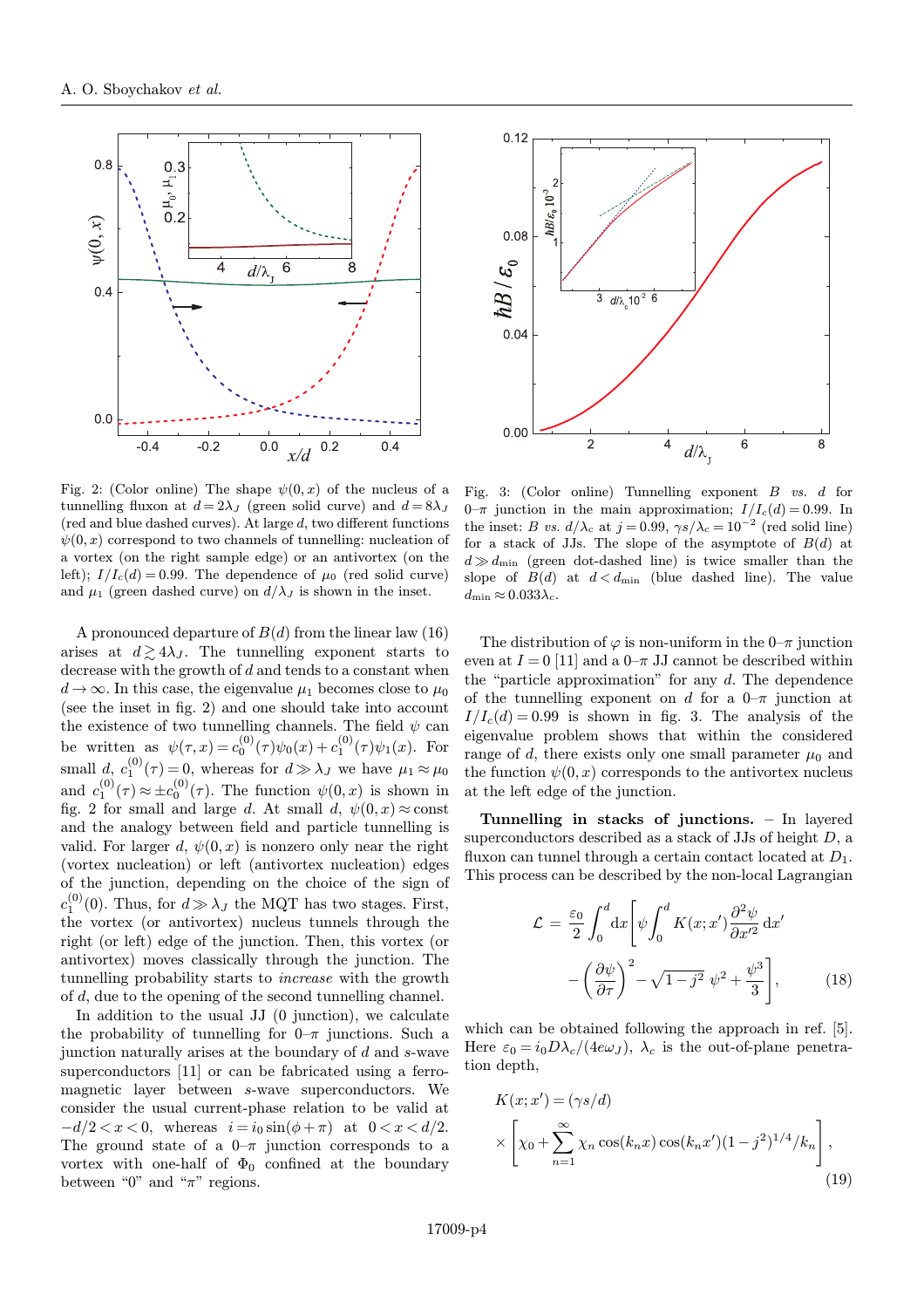Fig. 2: (Color online) The shape $\psi(0,x)$ of the nucleus of a tunnelling fluxon at $d=2\lambda_J$ (green solid curve) and $d=8\lambda_J$ (red and blue dashed curves). At large $d$, two different functions $\psi(0,x)$ correspond to two channels of tunnelling: nucleation of a vortex (on the right sample edge) or an antivortex (on the left); $I/I_c(d)=0.99$. The dependence of $\mu_0$ (red solid curve) and $\mu_1$ (green dashed curve) on $d/\lambda_J$ is shown in the inset.

Fig. 3: (Color online) Tunnelling exponent $B$ *vs.* $d$ for 0–$\pi$ junction in the main approximation; $I/I_c(d)=0.99$. In the inset: $B$ *vs.* $d/\lambda_c$ at $j=0.99$, $\gamma s/\lambda_c=10^{-2}$ (red solid line) for a stack of JJs. The slope of the asymptote of $B(d)$ at $d \gg d_{\min}$ (green dot-dashed line) is twice smaller than the slope of $B(d)$ at $d<d_{\min}$ (blue dashed line). The value $d_{\min}\approx 0.033\lambda_c$.

A pronounced departure of $B(d)$ from the linear law (16) arises at $d \gtrsim 4\lambda_J$. The tunnelling exponent starts to decrease with the growth of $d$ and tends to a constant when $d\to\infty$. In this case, the eigenvalue $\mu_1$ becomes close to $\mu_0$ (see the inset in fig. 2) and one should take into account the existence of two tunnelling channels. The field $\psi$ can be written as $\psi(\tau,x)=c_0^{(0)}(\tau)\psi_0(x)+c_1^{(0)}(\tau)\psi_1(x)$. For small $d$, $c_1^{(0)}(\tau)=0$, whereas for $d\gg\lambda_J$ we have $\mu_1\approx\mu_0$ and $c_1^{(0)}(\tau)\approx\pm c_0^{(0)}(\tau)$. The function $\psi(0,x)$ is shown in fig. 2 for small and large $d$. At small $d$, $\psi(0,x)\approx\text{const}$ and the analogy between field and particle tunnelling is valid. For larger $d$, $\psi(0,x)$ is nonzero only near the right (vortex nucleation) or left (antivortex nucleation) edges of the junction, depending on the choice of the sign of $c_1^{(0)}(0)$. Thus, for $d\gg\lambda_J$ the MQT has two stages. First, the vortex (or antivortex) nucleus tunnels through the right (or left) edge of the junction. Then, this vortex (or antivortex) moves classically through the junction. The tunnelling probability starts to *increase* with the growth of $d$, due to the opening of the second tunnelling channel.

In addition to the usual JJ (0 junction), we calculate the probability of tunnelling for 0–$\pi$ junctions. Such a junction naturally arises at the boundary of $d$ and $s$-wave superconductors [11] or can be fabricated using a ferromagnetic layer between $s$-wave superconductors. We consider the usual current-phase relation to be valid at $-d/2<x<0$, whereas $i=i_0\sin(\phi+\pi)$ at $0<x<d/2$. The ground state of a 0–$\pi$ junction corresponds to a vortex with one-half of $\Phi_0$ confined at the boundary between "0" and "$\pi$" regions.

The distribution of $\varphi$ is non-uniform in the 0–$\pi$ junction even at $I=0$ [11] and a 0–$\pi$ JJ cannot be described within the "particle approximation" for any $d$. The dependence of the tunnelling exponent on $d$ for a 0–$\pi$ junction at $I/I_c(d)=0.99$ is shown in fig. 3. The analysis of the eigenvalue problem shows that within the considered range of $d$, there exists only one small parameter $\mu_0$ and the function $\psi(0,x)$ corresponds to the antivortex nucleus at the left edge of the junction.

**Tunnelling in stacks of junctions.** – In layered superconductors described as a stack of JJs of height $D$, a fluxon can tunnel through a certain contact located at $D_1$. This process can be described by the non-local Lagrangian

$$\mathcal{L} = \frac{\varepsilon_0}{2}\int_0^d \mathrm{d}x\left[\psi\int_0^d K(x;x')\frac{\partial^2\psi}{\partial x'^2}\,\mathrm{d}x' - \left(\frac{\partial\psi}{\partial\tau}\right)^2 - \sqrt{1-j^2}\;\psi^2+\frac{\psi^3}{3}\right], \tag{18}$$

which can be obtained following the approach in ref. [5]. Here $\varepsilon_0=i_0D\lambda_c/(4e\omega_J)$, $\lambda_c$ is the out-of-plane penetration depth,

$$K(x;x')=(\gamma s/d)\times\left[\chi_0+\sum_{n=1}^{\infty}\chi_n\cos(k_nx)\cos(k_nx')(1-j^2)^{1/4}/k_n\right], \tag{19}$$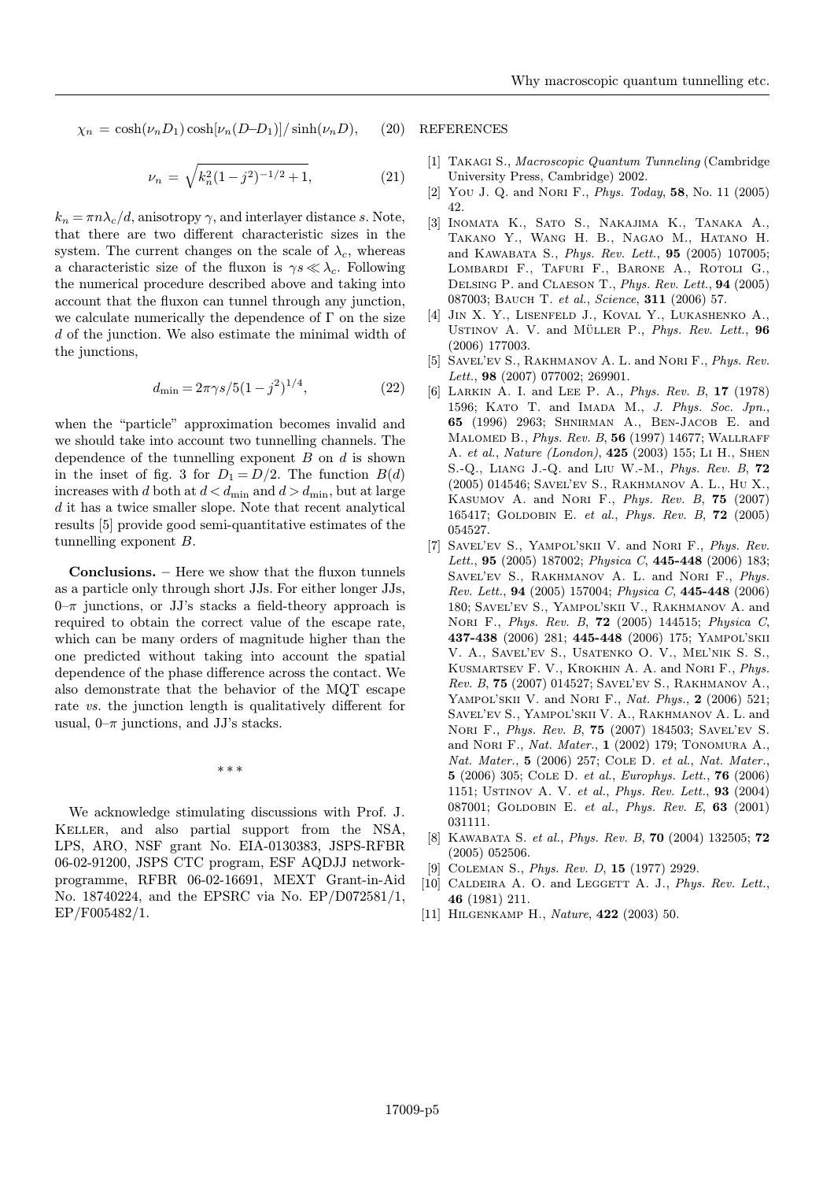$$\chi_n = \cosh(\nu_n D_1)\cosh[\nu_n(D–D_1)]/\sinh(\nu_n D), \qquad (20)$$

$$\nu_n = \sqrt{k_n^2(1-j^2)^{-1/2}+1}, \qquad (21)$$

$k_n = \pi n \lambda_c/d$, anisotropy $\gamma$, and interlayer distance $s$. Note, that there are two different characteristic sizes in the system. The current changes on the scale of $\lambda_c$, whereas a characteristic size of the fluxon is $\gamma s \ll \lambda_c$. Following the numerical procedure described above and taking into account that the fluxon can tunnel through any junction, we calculate numerically the dependence of $\Gamma$ on the size $d$ of the junction. We also estimate the minimal width of the junctions,

$$d_{\min} = 2\pi\gamma s/5(1-j^2)^{1/4}, \qquad (22)$$

when the "particle" approximation becomes invalid and we should take into account two tunnelling channels. The dependence of the tunnelling exponent $B$ on $d$ is shown in the inset of fig. 3 for $D_1 = D/2$. The function $B(d)$ increases with $d$ both at $d < d_{\min}$ and $d > d_{\min}$, but at large $d$ it has a twice smaller slope. Note that recent analytical results [5] provide good semi-quantitative estimates of the tunnelling exponent $B$.

**Conclusions.** – Here we show that the fluxon tunnels as a particle only through short JJs. For either longer JJs, 0–$\pi$ junctions, or JJ's stacks a field-theory approach is required to obtain the correct value of the escape rate, which can be many orders of magnitude higher than the one predicted without taking into account the spatial dependence of the phase difference across the contact. We also demonstrate that the behavior of the MQT escape rate *vs.* the junction length is qualitatively different for usual, 0–$\pi$ junctions, and JJ's stacks.

\* \* \*

We acknowledge stimulating discussions with Prof. J. Keller, and also partial support from the NSA, LPS, ARO, NSF grant No. EIA-0130383, JSPS-RFBR 06-02-91200, JSPS CTC program, ESF AQDJJ network-programme, RFBR 06-02-16691, MEXT Grant-in-Aid No. 18740224, and the EPSRC via No. EP/D072581/1, EP/F005482/1.

## REFERENCES

[1] Takagi S., *Macroscopic Quantum Tunneling* (Cambridge University Press, Cambridge) 2002.

[2] You J. Q. and Nori F., *Phys. Today*, **58**, No. 11 (2005) 42.

[3] Inomata K., Sato S., Nakajima K., Tanaka A., Takano Y., Wang H. B., Nagao M., Hatano H. and Kawabata S., *Phys. Rev. Lett.*, **95** (2005) 107005; Lombardi F., Tafuri F., Barone A., Rotoli G., Delsing P. and Claeson T., *Phys. Rev. Lett.*, **94** (2005) 087003; Bauch T. *et al.*, *Science*, **311** (2006) 57.

[4] Jin X. Y., Lisenfeld J., Koval Y., Lukashenko A., Ustinov A. V. and Müller P., *Phys. Rev. Lett.*, **96** (2006) 177003.

[5] Savel'ev S., Rakhmanov A. L. and Nori F., *Phys. Rev. Lett.*, **98** (2007) 077002; 269901.

[6] Larkin A. I. and Lee P. A., *Phys. Rev. B*, **17** (1978) 1596; Kato T. and Imada M., *J. Phys. Soc. Jpn.*, **65** (1996) 2963; Shnirman A., Ben-Jacob E. and Malomed B., *Phys. Rev. B*, **56** (1997) 14677; Wallraff A. *et al.*, *Nature (London)*, **425** (2003) 155; Li H., Shen S.-Q., Liang J.-Q. and Liu W.-M., *Phys. Rev. B*, **72** (2005) 014546; Savel'ev S., Rakhmanov A. L., Hu X., Kasumov A. and Nori F., *Phys. Rev. B*, **75** (2007) 165417; Goldobin E. *et al.*, *Phys. Rev. B*, **72** (2005) 054527.

[7] Savel'ev S., Yampol'skii V. and Nori F., *Phys. Rev. Lett.*, **95** (2005) 187002; *Physica C*, **445-448** (2006) 183; Savel'ev S., Rakhmanov A. L. and Nori F., *Phys. Rev. Lett.*, **94** (2005) 157004; *Physica C*, **445-448** (2006) 180; Savel'ev S., Yampol'skii V., Rakhmanov A. and Nori F., *Phys. Rev. B*, **72** (2005) 144515; *Physica C*, **437-438** (2006) 281; **445-448** (2006) 175; Yampol'skii V. A., Savel'ev S., Usatenko O. V., Mel'nik S. S., Kusmartsev F. V., Krokhin A. A. and Nori F., *Phys. Rev. B*, **75** (2007) 014527; Savel'ev S., Rakhmanov A., Yampol'skii V. and Nori F., *Nat. Phys.*, **2** (2006) 521; Savel'ev S., Yampol'skii V. A., Rakhmanov A. L. and Nori F., *Phys. Rev. B*, **75** (2007) 184503; Savel'ev S. and Nori F., *Nat. Mater.*, **1** (2002) 179; Tonomura A., *Nat. Mater.*, **5** (2006) 257; Cole D. *et al.*, *Nat. Mater.*, **5** (2006) 305; Cole D. *et al.*, *Europhys. Lett.*, **76** (2006) 1151; Ustinov A. V. *et al.*, *Phys. Rev. Lett.*, **93** (2004) 087001; Goldobin E. *et al.*, *Phys. Rev. E*, **63** (2001) 031111.

[8] Kawabata S. *et al.*, *Phys. Rev. B*, **70** (2004) 132505; **72** (2005) 052506.

[9] Coleman S., *Phys. Rev. D*, **15** (1977) 2929.

[10] Caldeira A. O. and Leggett A. J., *Phys. Rev. Lett.*, **46** (1981) 211.

[11] Hilgenkamp H., *Nature*, **422** (2003) 50.